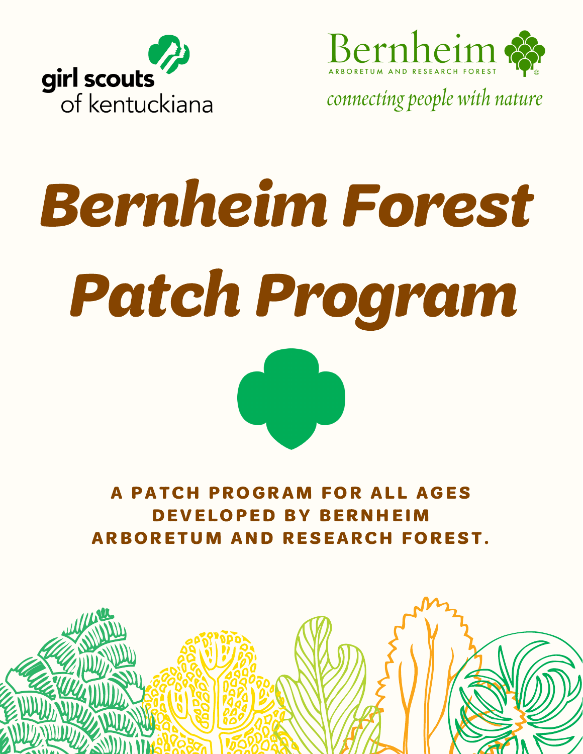girl scouts of kentuckiana

Bernheim ARBORETUM AND RESEARCH FOREST

*connecting people with nature*

# *Bernheim Forest Patch Program*

**A PATCH PROGRAM FOR ALL AGES DEVELOPED BY BERNHEIM ARBORETUM AND RESEARCH FOREST.**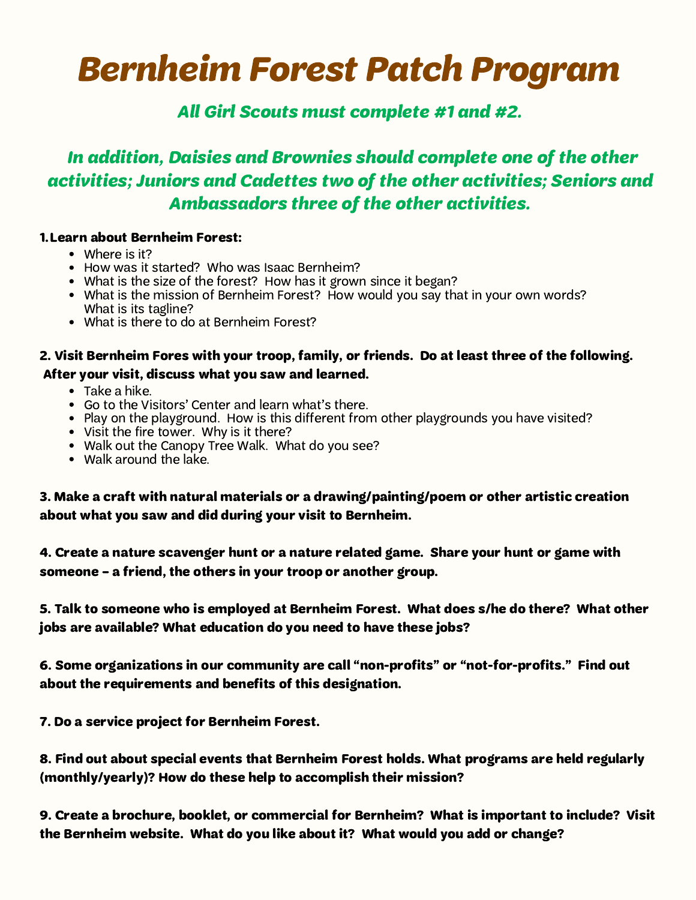# Bernheim Forest Patch Program

**All Girl Scouts must complete #1 and #2.**

**In addition, Daisies and Brownies should complete one of the other activities; Juniors and Cadettes two of the other activities; Seniors and Ambassadors three of the other activities.**

1. **Learn about Bernheim Forest:**
   - Where is it?
   - How was it started? Who was Isaac Bernheim?
   - What is the size of the forest? How has it grown since it began?
   - What is the mission of Bernheim Forest? How would you say that in your own words? What is its tagline?
   - What is there to do at Bernheim Forest?

**2. Visit Bernheim Fores with your troop, family, or friends. Do at least three of the following. After your visit, discuss what you saw and learned.**

- Take a hike.
- Go to the Visitors' Center and learn what's there.
- Play on the playground. How is this different from other playgrounds you have visited?
- Visit the fire tower. Why is it there?
- Walk out the Canopy Tree Walk. What do you see?
- Walk around the lake.

**3. Make a craft with natural materials or a drawing/painting/poem or other artistic creation about what you saw and did during your visit to Bernheim.**

**4. Create a nature scavenger hunt or a nature related game. Share your hunt or game with someone – a friend, the others in your troop or another group.**

**5. Talk to someone who is employed at Bernheim Forest. What does s/he do there? What other jobs are available? What education do you need to have these jobs?**

**6. Some organizations in our community are call "non-profits" or "not-for-profits." Find out about the requirements and benefits of this designation.**

**7. Do a service project for Bernheim Forest.**

**8. Find out about special events that Bernheim Forest holds. What programs are held regularly (monthly/yearly)? How do these help to accomplish their mission?**

**9. Create a brochure, booklet, or commercial for Bernheim? What is important to include? Visit the Bernheim website. What do you like about it? What would you add or change?**